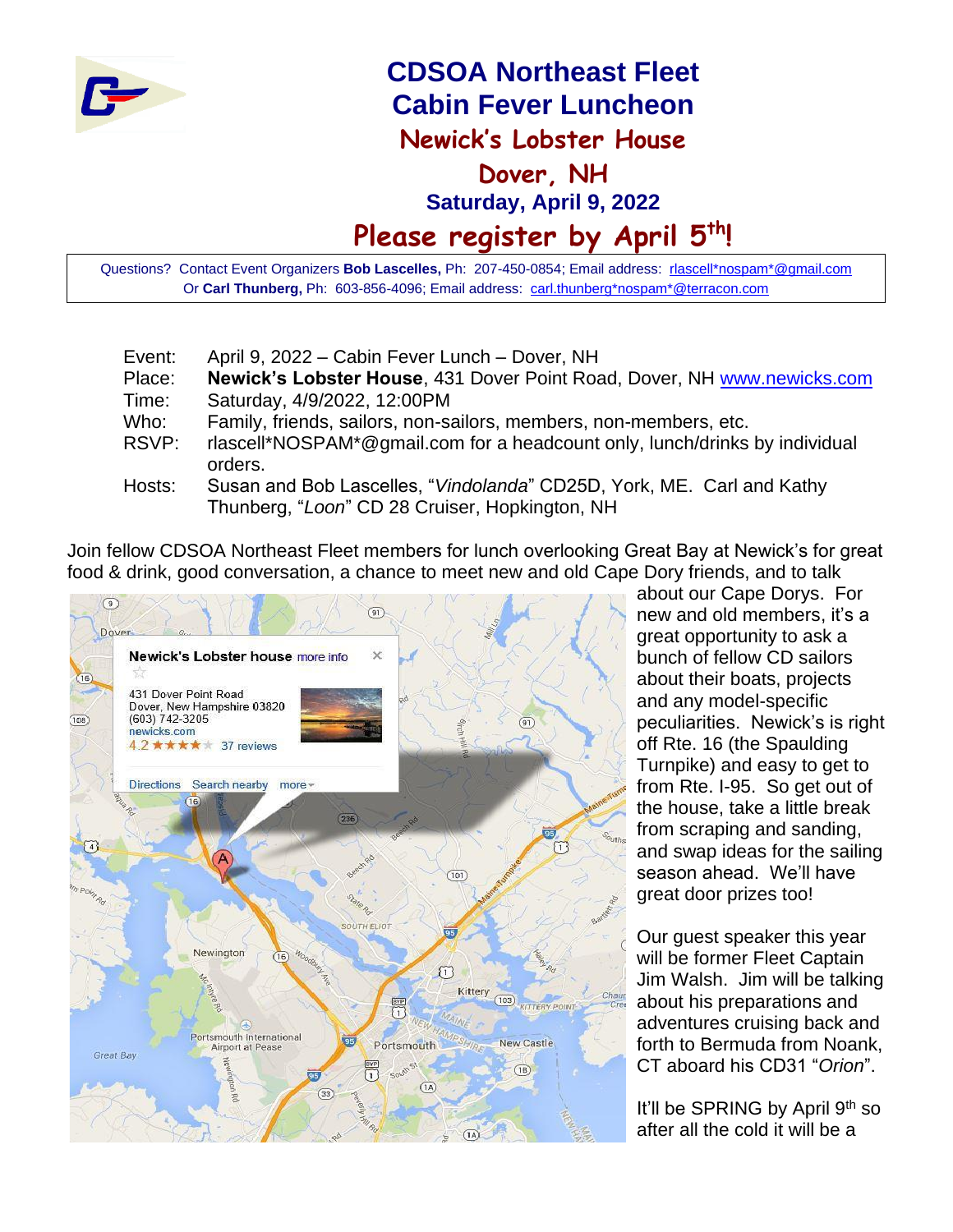# CDSOA Northeast Fleet
# Cabin Fever Luncheon
## Newick's Lobster House
## Dover, NH
### Saturday, April 9, 2022
## Please register by April 5th!

Questions? Contact Event Organizers **Bob Lascelles,** Ph: 207-450-0854; Email address: rlascell*nospam*@gmail.com
Or **Carl Thunberg,** Ph: 603-856-4096; Email address: carl.thunberg*nospam*@terracon.com

| | |
|---|---|
| Event: | April 9, 2022 – Cabin Fever Lunch – Dover, NH |
| Place: | **Newick's Lobster House**, 431 Dover Point Road, Dover, NH www.newicks.com |
| Time: | Saturday, 4/9/2022, 12:00PM |
| Who: | Family, friends, sailors, non-sailors, members, non-members, etc. |
| RSVP: | rlascell*NOSPAM*@gmail.com for a headcount only, lunch/drinks by individual orders. |
| Hosts: | Susan and Bob Lascelles, "*Vindolanda*" CD25D, York, ME. Carl and Kathy Thunberg, "*Loon*" CD 28 Cruiser, Hopkington, NH |

Join fellow CDSOA Northeast Fleet members for lunch overlooking Great Bay at Newick's for great food & drink, good conversation, a chance to meet new and old Cape Dory friends, and to talk about our Cape Dorys. For new and old members, it's a great opportunity to ask a bunch of fellow CD sailors about their boats, projects and any model-specific peculiarities. Newick's is right off Rte. 16 (the Spaulding Turnpike) and easy to get to from Rte. I-95. So get out of the house, take a little break from scraping and sanding, and swap ideas for the sailing season ahead. We'll have great door prizes too!

Our guest speaker this year will be former Fleet Captain Jim Walsh. Jim will be talking about his preparations and adventures cruising back and forth to Bermuda from Noank, CT aboard his CD31 "*Orion*".

It'll be SPRING by April 9th so after all the cold it will be a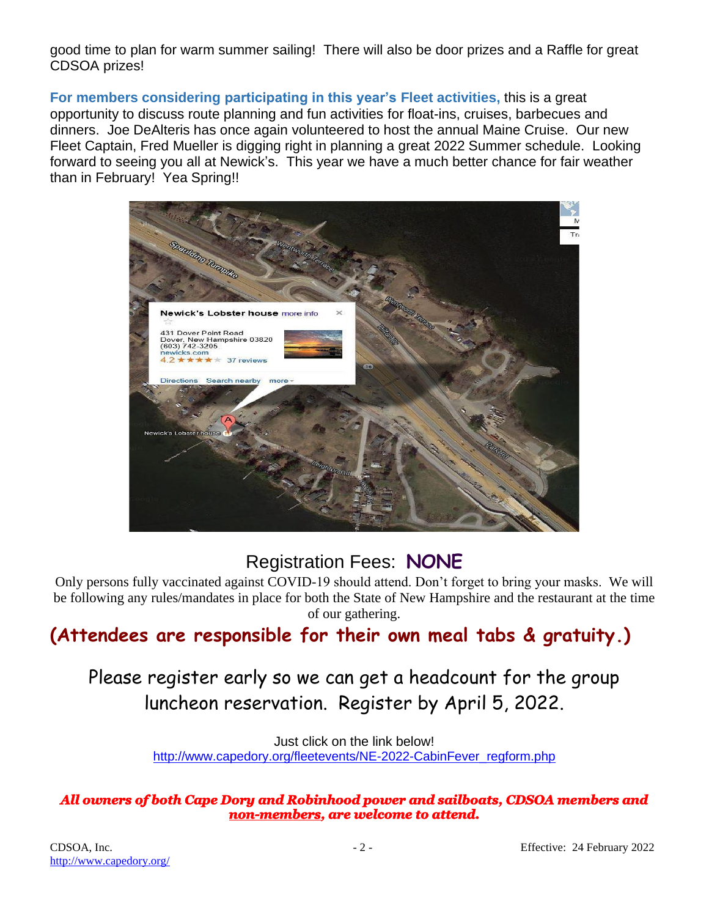good time to plan for warm summer sailing! There will also be door prizes and a Raffle for great CDSOA prizes!

**For members considering participating in this year's Fleet activities,** this is a great opportunity to discuss route planning and fun activities for float-ins, cruises, barbecues and dinners. Joe DeAlteris has once again volunteered to host the annual Maine Cruise. Our new Fleet Captain, Fred Mueller is digging right in planning a great 2022 Summer schedule. Looking forward to seeing you all at Newick's. This year we have a much better chance for fair weather than in February! Yea Spring!!

## Registration Fees: **NONE**

Only persons fully vaccinated against COVID-19 should attend. Don't forget to bring your masks. We will be following any rules/mandates in place for both the State of New Hampshire and the restaurant at the time of our gathering.

**(Attendees are responsible for their own meal tabs & gratuity.)**

Please register early so we can get a headcount for the group luncheon reservation. Register by April 5, 2022.

Just click on the link below!
http://www.capedory.org/fleetevents/NE-2022-CabinFever_regform.php

***All owners of both Cape Dory and Robinhood power and sailboats, CDSOA members and non-members, are welcome to attend.***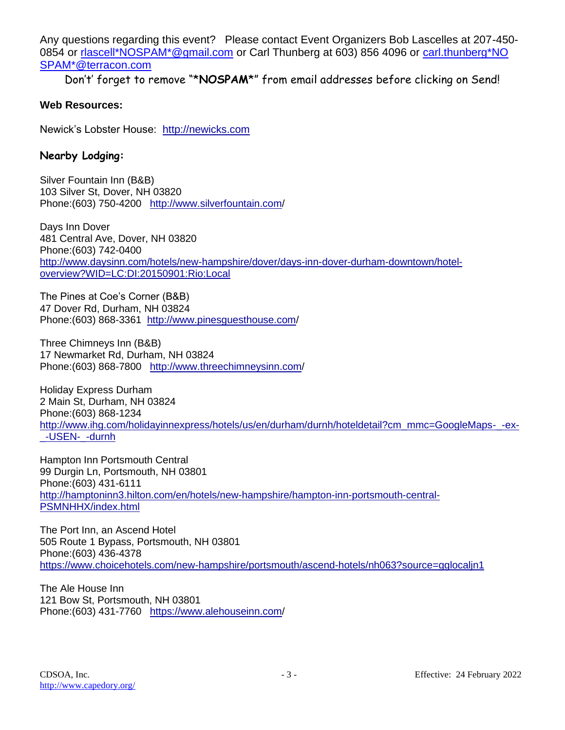Any questions regarding this event? Please contact Event Organizers Bob Lascelles at 207-450-0854 or rlascell*NOSPAM*@gmail.com or Carl Thunberg at 603) 856 4096 or carl.thunberg*NOSPAM*@terracon.com

Don't' forget to remove "***NOSPAM***" from email addresses before clicking on Send!

**Web Resources:**

Newick's Lobster House: http://newicks.com

**Nearby Lodging:**

Silver Fountain Inn (B&B)
103 Silver St, Dover, NH 03820
Phone:(603) 750-4200 http://www.silverfountain.com/

Days Inn Dover
481 Central Ave, Dover, NH 03820
Phone:(603) 742-0400
http://www.daysinn.com/hotels/new-hampshire/dover/days-inn-dover-durham-downtown/hotel-overview?WID=LC:DI:20150901:Rio:Local

The Pines at Coe's Corner (B&B)
47 Dover Rd, Durham, NH 03824
Phone:(603) 868-3361 http://www.pinesguesthouse.com/

Three Chimneys Inn (B&B)
17 Newmarket Rd, Durham, NH 03824
Phone:(603) 868-7800 http://www.threechimneysinn.com/

Holiday Express Durham
2 Main St, Durham, NH 03824
Phone:(603) 868-1234
http://www.ihg.com/holidayinnexpress/hotels/us/en/durham/durnh/hoteldetail?cm_mmc=GoogleMaps-_-ex-_-USEN-_-durnh

Hampton Inn Portsmouth Central
99 Durgin Ln, Portsmouth, NH 03801
Phone:(603) 431-6111
http://hamptoninn3.hilton.com/en/hotels/new-hampshire/hampton-inn-portsmouth-central-PSMNHHX/index.html

The Port Inn, an Ascend Hotel
505 Route 1 Bypass, Portsmouth, NH 03801
Phone:(603) 436-4378
https://www.choicehotels.com/new-hampshire/portsmouth/ascend-hotels/nh063?source=gglocaljn1

The Ale House Inn
121 Bow St, Portsmouth, NH 03801
Phone:(603) 431-7760 https://www.alehouseinn.com/

CDSOA, Inc.
http://www.capedory.org/

Effective: 24 February 2022